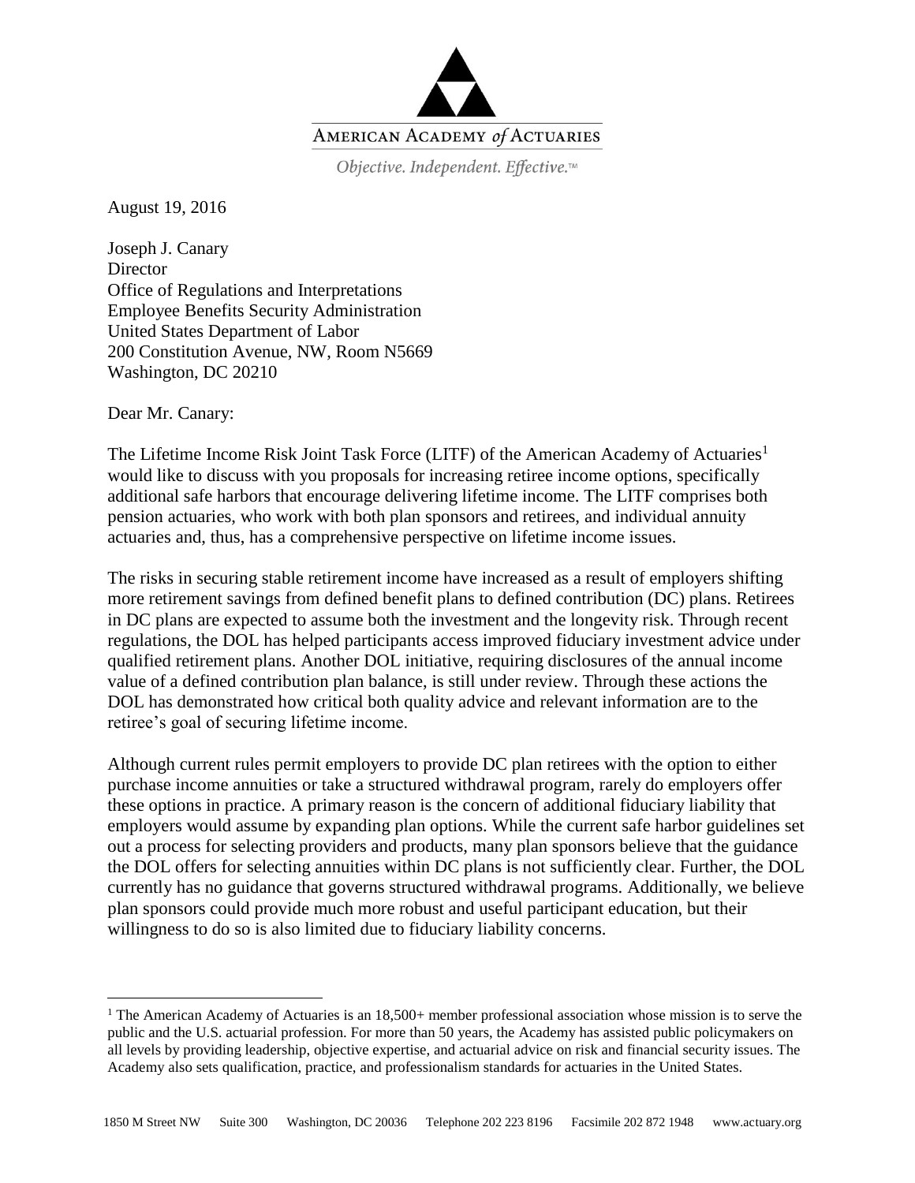AMERICAN ACADEMY *of* ACTUARIES

*Objective. Independent. Effective.*™

August 19, 2016

Joseph J. Canary
Director
Office of Regulations and Interpretations
Employee Benefits Security Administration
United States Department of Labor
200 Constitution Avenue, NW, Room N5669
Washington, DC 20210

Dear Mr. Canary:

The Lifetime Income Risk Joint Task Force (LITF) of the American Academy of Actuaries[1] would like to discuss with you proposals for increasing retiree income options, specifically additional safe harbors that encourage delivering lifetime income. The LITF comprises both pension actuaries, who work with both plan sponsors and retirees, and individual annuity actuaries and, thus, has a comprehensive perspective on lifetime income issues.

The risks in securing stable retirement income have increased as a result of employers shifting more retirement savings from defined benefit plans to defined contribution (DC) plans. Retirees in DC plans are expected to assume both the investment and the longevity risk. Through recent regulations, the DOL has helped participants access improved fiduciary investment advice under qualified retirement plans. Another DOL initiative, requiring disclosures of the annual income value of a defined contribution plan balance, is still under review. Through these actions the DOL has demonstrated how critical both quality advice and relevant information are to the retiree's goal of securing lifetime income.

Although current rules permit employers to provide DC plan retirees with the option to either purchase income annuities or take a structured withdrawal program, rarely do employers offer these options in practice. A primary reason is the concern of additional fiduciary liability that employers would assume by expanding plan options. While the current safe harbor guidelines set out a process for selecting providers and products, many plan sponsors believe that the guidance the DOL offers for selecting annuities within DC plans is not sufficiently clear. Further, the DOL currently has no guidance that governs structured withdrawal programs. Additionally, we believe plan sponsors could provide much more robust and useful participant education, but their willingness to do so is also limited due to fiduciary liability concerns.

[1] The American Academy of Actuaries is an 18,500+ member professional association whose mission is to serve the public and the U.S. actuarial profession. For more than 50 years, the Academy has assisted public policymakers on all levels by providing leadership, objective expertise, and actuarial advice on risk and financial security issues. The Academy also sets qualification, practice, and professionalism standards for actuaries in the United States.

1850 M Street NW Suite 300 Washington, DC 20036 Telephone 202 223 8196 Facsimile 202 872 1948 www.actuary.org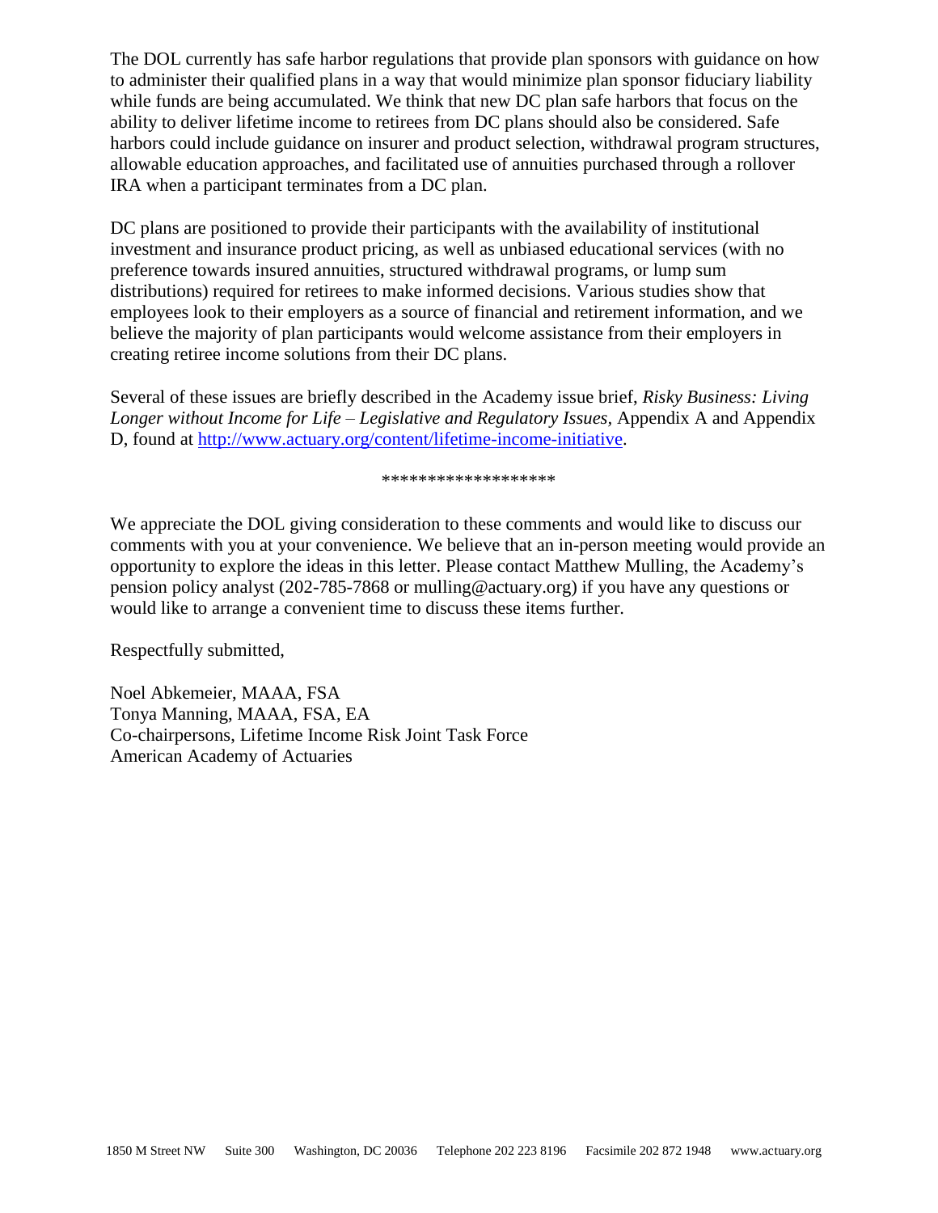The DOL currently has safe harbor regulations that provide plan sponsors with guidance on how to administer their qualified plans in a way that would minimize plan sponsor fiduciary liability while funds are being accumulated. We think that new DC plan safe harbors that focus on the ability to deliver lifetime income to retirees from DC plans should also be considered. Safe harbors could include guidance on insurer and product selection, withdrawal program structures, allowable education approaches, and facilitated use of annuities purchased through a rollover IRA when a participant terminates from a DC plan.

DC plans are positioned to provide their participants with the availability of institutional investment and insurance product pricing, as well as unbiased educational services (with no preference towards insured annuities, structured withdrawal programs, or lump sum distributions) required for retirees to make informed decisions. Various studies show that employees look to their employers as a source of financial and retirement information, and we believe the majority of plan participants would welcome assistance from their employers in creating retiree income solutions from their DC plans.

Several of these issues are briefly described in the Academy issue brief, *Risky Business: Living Longer without Income for Life – Legislative and Regulatory Issues*, Appendix A and Appendix D, found at [http://www.actuary.org/content/lifetime-income-initiative](http://www.actuary.org/content/lifetime-income-initiative).

*******************

We appreciate the DOL giving consideration to these comments and would like to discuss our comments with you at your convenience. We believe that an in-person meeting would provide an opportunity to explore the ideas in this letter. Please contact Matthew Mulling, the Academy's pension policy analyst (202-785-7868 or mulling@actuary.org) if you have any questions or would like to arrange a convenient time to discuss these items further.

Respectfully submitted,

Noel Abkemeier, MAAA, FSA
Tonya Manning, MAAA, FSA, EA
Co-chairpersons, Lifetime Income Risk Joint Task Force
American Academy of Actuaries